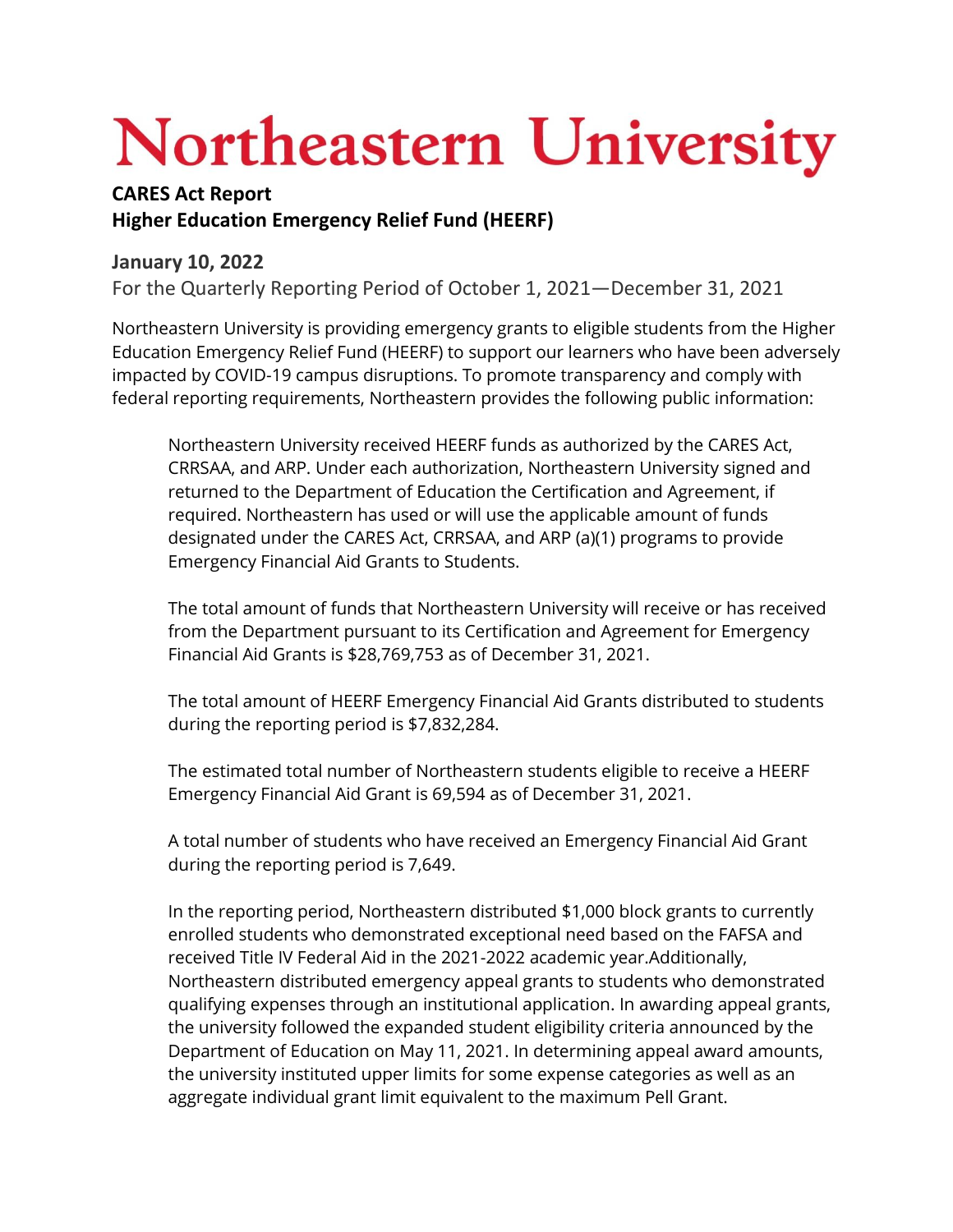# Northeastern University

**CARES Act Report**
**Higher Education Emergency Relief Fund (HEERF)**

**January 10, 2022**

For the Quarterly Reporting Period of October 1, 2021—December 31, 2021

Northeastern University is providing emergency grants to eligible students from the Higher Education Emergency Relief Fund (HEERF) to support our learners who have been adversely impacted by COVID-19 campus disruptions. To promote transparency and comply with federal reporting requirements, Northeastern provides the following public information:

> Northeastern University received HEERF funds as authorized by the CARES Act, CRRSAA, and ARP. Under each authorization, Northeastern University signed and returned to the Department of Education the Certification and Agreement, if required. Northeastern has used or will use the applicable amount of funds designated under the CARES Act, CRRSAA, and ARP (a)(1) programs to provide Emergency Financial Aid Grants to Students.
>
> The total amount of funds that Northeastern University will receive or has received from the Department pursuant to its Certification and Agreement for Emergency Financial Aid Grants is $28,769,753 as of December 31, 2021.
>
> The total amount of HEERF Emergency Financial Aid Grants distributed to students during the reporting period is $7,832,284.
>
> The estimated total number of Northeastern students eligible to receive a HEERF Emergency Financial Aid Grant is 69,594 as of December 31, 2021.
>
> A total number of students who have received an Emergency Financial Aid Grant during the reporting period is 7,649.
>
> In the reporting period, Northeastern distributed $1,000 block grants to currently enrolled students who demonstrated exceptional need based on the FAFSA and received Title IV Federal Aid in the 2021-2022 academic year.Additionally, Northeastern distributed emergency appeal grants to students who demonstrated qualifying expenses through an institutional application. In awarding appeal grants, the university followed the expanded student eligibility criteria announced by the Department of Education on May 11, 2021. In determining appeal award amounts, the university instituted upper limits for some expense categories as well as an aggregate individual grant limit equivalent to the maximum Pell Grant.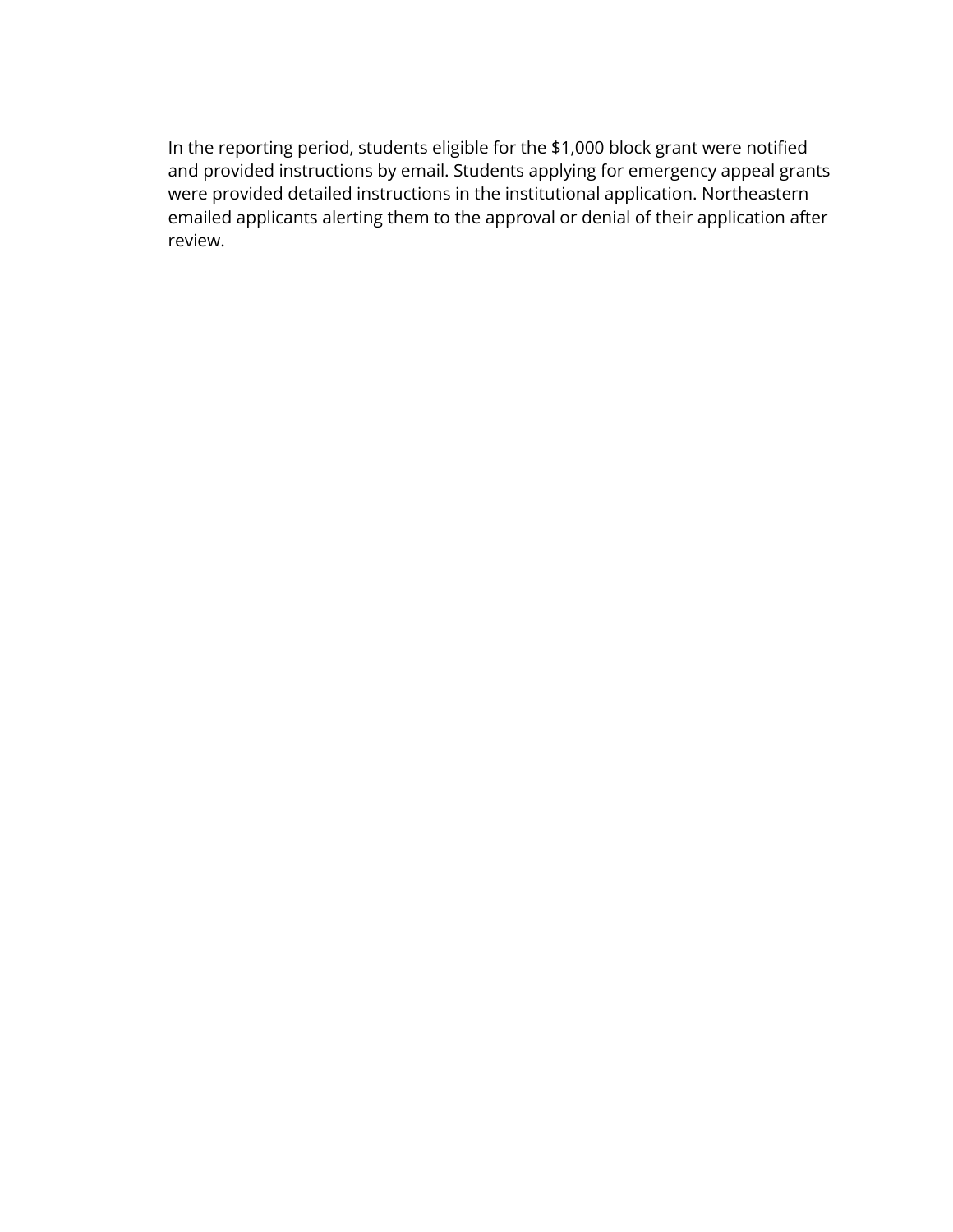In the reporting period, students eligible for the $1,000 block grant were notified and provided instructions by email. Students applying for emergency appeal grants were provided detailed instructions in the institutional application. Northeastern emailed applicants alerting them to the approval or denial of their application after review.